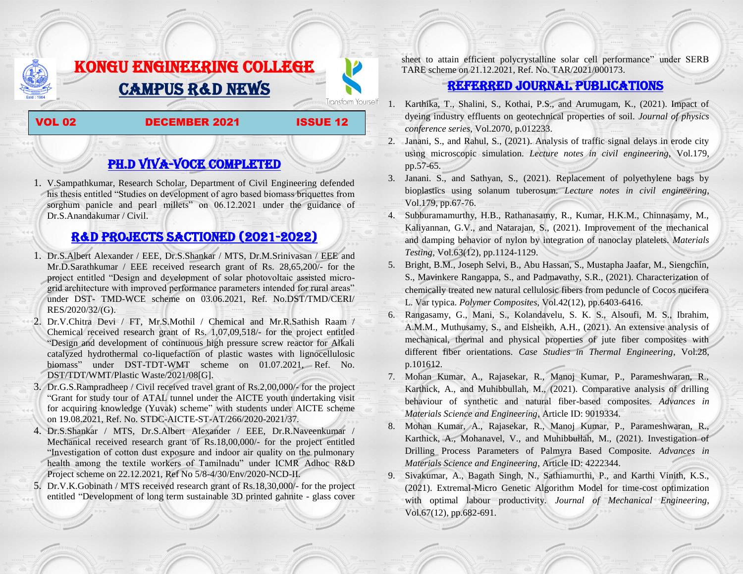# KONGU ENGINEERING COLLEGE

# CAMPUS R&D NEWS

Transform Yourself

**VOL 02 DECEMBER 2021 ISSUE 12**

## PH.D VIVA-VOCE COMPLETED

1. V.Sampathkumar, Research Scholar, Department of Civil Engineering defended his thesis entitled "Studies on development of agro based biomass briquettes from sorghum panicle and pearl millets" on 06.12.2021 under the guidance of Dr.S.Anandakumar / Civil.

## R&D PROJECTS SACTIONED (2021-2022)

1. Dr.S.Albert Alexander / EEE, Dr.S.Shankar / MTS, Dr.M.Srinivasan / EEE and Mr.D.Sarathkumar / EEE received research grant of Rs. 28,65,200/- for the project entitled "Design and development of solar photovoltaic assisted micro-grid architecture with improved performance parameters intended for rural areas" under DST- TMD-WCE scheme on 03.06.2021, Ref. No.DST/TMD/CERI/ RES/2020/32/(G).
2. Dr.V.Chitra Devi / FT, Mr.S.Mothil / Chemical and Mr.R.Sathish Raam / Chemical received research grant of Rs. 1,07,09,518/- for the project entitled "Design and development of continuous high pressure screw reactor for Alkali catalyzed hydrothermal co-liquefaction of plastic wastes with lignocellulosic biomass" under DST-TDT-WMT scheme on 01.07.2021, Ref. No. DST/TDT/WMT/Plastic Waste/2021/08[G].
3. Dr.G.S.Rampradheep / Civil received travel grant of Rs.2,00,000/- for the project "Grant for study tour of ATAL tunnel under the AICTE youth undertaking visit for acquiring knowledge (Yuvak) scheme" with students under AICTE scheme on 19.08.2021, Ref. No. STDC-AICTE-ST-AT/266/2020-2021/37.
4. Dr.S.Shankar / MTS, Dr.S.Albert Alexander / EEE, Dr.R.Naveenkumar / Mechanical received research grant of Rs.18,00,000/- for the project entitled "Investigation of cotton dust exposure and indoor air quality on the pulmonary health among the textile workers of Tamilnadu" under ICMR Adhoc R&D Project scheme on 22.12.2021, Ref No 5/8-4/30/Env/2020-NCD-II.
5. Dr.V.K.Gobinath / MTS received research grant of Rs.18,30,000/- for the project entitled "Development of long term sustainable 3D printed gahnite - glass cover sheet to attain efficient polycrystalline solar cell performance" under SERB TARE scheme on 21.12.2021, Ref. No. TAR/2021/000173.

## REFERRED JOURNAL PUBLICATIONS

1. Karthika, T., Shalini, S., Kothai, P.S., and Arumugam, K., (2021). Impact of dyeing industry effluents on geotechnical properties of soil. *Journal of physics conference series*, Vol.2070, p.012233.
2. Janani, S., and Rahul, S., (2021). Analysis of traffic signal delays in erode city using microscopic simulation. *Lecture notes in civil engineering*, Vol.179, pp.57-65.
3. Janani. S., and Sathyan, S., (2021). Replacement of polyethylene bags by bioplastics using solanum tuberosum. *Lecture notes in civil engineering*, Vol.179, pp.67-76.
4. Subburamamurthy, H.B., Rathanasamy, R., Kumar, H.K.M., Chinnasamy, M., Kaliyannan, G.V., and Natarajan, S., (2021). Improvement of the mechanical and damping behavior of nylon by integration of nanoclay platelets. *Materials Testing*, Vol.63(12), pp.1124-1129.
5. Bright, B.M., Joseph Selvi, B., Abu Hassan, S., Mustapha Jaafar, M., Siengchin, S., Mavinkere Rangappa, S., and Padmavathy, S.R., (2021). Characterization of chemically treated new natural cellulosic fibers from peduncle of Cocos nucifera L. Var typica. *Polymer Composites*, Vol.42(12), pp.6403-6416.
6. Rangasamy, G., Mani, S., Kolandavelu, S. K. S., Alsoufi, M. S., Ibrahim, A.M.M., Muthusamy, S., and Elsheikh, A.H., (2021). An extensive analysis of mechanical, thermal and physical properties of jute fiber composites with different fiber orientations. *Case Studies in Thermal Engineering*, Vol.28, p.101612.
7. Mohan Kumar, A., Rajasekar, R., Manoj Kumar, P., Parameshwaran, R., Karthick, A., and Muhibbullah, M., (2021). Comparative analysis of drilling behaviour of synthetic and natural fiber-based composites. *Advances in Materials Science and Engineering*, Article ID: 9019334.
8. Mohan Kumar, A., Rajasekar, R., Manoj Kumar, P., Parameshwaran, R., Karthick, A., Mohanavel, V., and Muhibbullah, M., (2021). Investigation of Drilling Process Parameters of Palmyra Based Composite. *Advances in Materials Science and Engineering*, Article ID: 4222344.
9. Sivakumar, A., Bagath Singh, N., Sathiamurthi, P., and Karthi Vinith, K.S., (2021). Extremal-Micro Genetic Algorithm Model for time-cost optimization with optimal labour productivity. *Journal of Mechanical Engineering*, Vol.67(12), pp.682-691.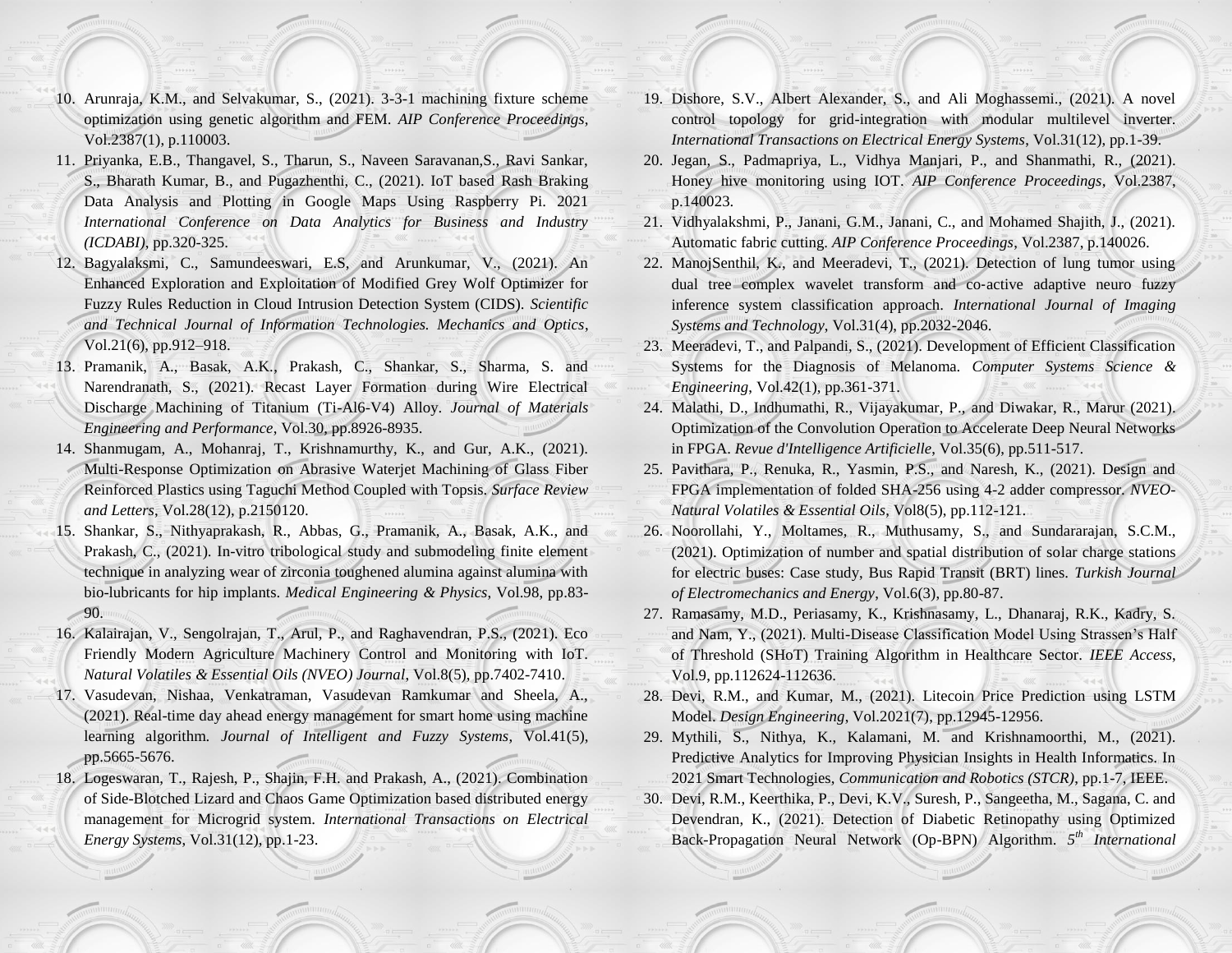10. Arunraja, K.M., and Selvakumar, S., (2021). 3-3-1 machining fixture scheme optimization using genetic algorithm and FEM. *AIP Conference Proceedings*, Vol.2387(1), p.110003.
11. Priyanka, E.B., Thangavel, S., Tharun, S., Naveen Saravanan,S., Ravi Sankar, S., Bharath Kumar, B., and Pugazhenthi, C., (2021). IoT based Rash Braking Data Analysis and Plotting in Google Maps Using Raspberry Pi. 2021 *International Conference on Data Analytics for Business and Industry (ICDABI)*, pp.320-325.
12. Bagyalaksmi, C., Samundeeswari, E.S, and Arunkumar, V., (2021). An Enhanced Exploration and Exploitation of Modified Grey Wolf Optimizer for Fuzzy Rules Reduction in Cloud Intrusion Detection System (CIDS). *Scientific and Technical Journal of Information Technologies. Mechanics and Optics*, Vol.21(6), pp.912–918.
13. Pramanik, A., Basak, A.K., Prakash, C., Shankar, S., Sharma, S. and Narendranath, S., (2021). Recast Layer Formation during Wire Electrical Discharge Machining of Titanium (Ti-Al6-V4) Alloy. *Journal of Materials Engineering and Performance*, Vol.30, pp.8926-8935.
14. Shanmugam, A., Mohanraj, T., Krishnamurthy, K., and Gur, A.K., (2021). Multi-Response Optimization on Abrasive Waterjet Machining of Glass Fiber Reinforced Plastics using Taguchi Method Coupled with Topsis. *Surface Review and Letters*, Vol.28(12), p.2150120.
15. Shankar, S., Nithyaprakash, R., Abbas, G., Pramanik, A., Basak, A.K., and Prakash, C., (2021). In-vitro tribological study and submodeling finite element technique in analyzing wear of zirconia toughened alumina against alumina with bio-lubricants for hip implants. *Medical Engineering & Physics*, Vol.98, pp.83-90.
16. Kalairajan, V., Sengolrajan, T., Arul, P., and Raghavendran, P.S., (2021). Eco Friendly Modern Agriculture Machinery Control and Monitoring with IoT. *Natural Volatiles & Essential Oils (NVEO) Journal*, Vol.8(5), pp.7402-7410.
17. Vasudevan, Nishaa, Venkatraman, Vasudevan Ramkumar and Sheela, A., (2021). Real-time day ahead energy management for smart home using machine learning algorithm. *Journal of Intelligent and Fuzzy Systems*, Vol.41(5), pp.5665-5676.
18. Logeswaran, T., Rajesh, P., Shajin, F.H. and Prakash, A., (2021). Combination of Side-Blotched Lizard and Chaos Game Optimization based distributed energy management for Microgrid system. *International Transactions on Electrical Energy Systems*, Vol.31(12), pp.1-23.
19. Dishore, S.V., Albert Alexander, S., and Ali Moghassemi., (2021). A novel control topology for grid-integration with modular multilevel inverter. *International Transactions on Electrical Energy Systems*, Vol.31(12), pp.1-39.
20. Jegan, S., Padmapriya, L., Vidhya Manjari, P., and Shanmathi, R., (2021). Honey hive monitoring using IOT. *AIP Conference Proceedings*, Vol.2387, p.140023.
21. Vidhyalakshmi, P., Janani, G.M., Janani, C., and Mohamed Shajith, J., (2021). Automatic fabric cutting. *AIP Conference Proceedings*, Vol.2387, p.140026.
22. ManojSenthil, K., and Meeradevi, T., (2021). Detection of lung tumor using dual tree complex wavelet transform and co-active adaptive neuro fuzzy inference system classification approach. *International Journal of Imaging Systems and Technology*, Vol.31(4), pp.2032-2046.
23. Meeradevi, T., and Palpandi, S., (2021). Development of Efficient Classification Systems for the Diagnosis of Melanoma. *Computer Systems Science & Engineering*, Vol.42(1), pp.361-371.
24. Malathi, D., Indhumathi, R., Vijayakumar, P., and Diwakar, R., Marur (2021). Optimization of the Convolution Operation to Accelerate Deep Neural Networks in FPGA. *Revue d'Intelligence Artificielle*, Vol.35(6), pp.511-517.
25. Pavithara, P., Renuka, R., Yasmin, P.S., and Naresh, K., (2021). Design and FPGA implementation of folded SHA-256 using 4-2 adder compressor. *NVEO-Natural Volatiles & Essential Oils*, Vol8(5), pp.112-121.
26. Noorollahi, Y., Moltames, R., Muthusamy, S., and Sundararajan, S.C.M., (2021). Optimization of number and spatial distribution of solar charge stations for electric buses: Case study, Bus Rapid Transit (BRT) lines. *Turkish Journal of Electromechanics and Energy*, Vol.6(3), pp.80-87.
27. Ramasamy, M.D., Periasamy, K., Krishnasamy, L., Dhanaraj, R.K., Kadry, S. and Nam, Y., (2021). Multi-Disease Classification Model Using Strassen's Half of Threshold (SHoT) Training Algorithm in Healthcare Sector. *IEEE Access*, Vol.9, pp.112624-112636.
28. Devi, R.M., and Kumar, M., (2021). Litecoin Price Prediction using LSTM Model. *Design Engineering*, Vol.2021(7), pp.12945-12956.
29. Mythili, S., Nithya, K., Kalamani, M. and Krishnamoorthi, M., (2021). Predictive Analytics for Improving Physician Insights in Health Informatics. In 2021 Smart Technologies, *Communication and Robotics (STCR)*, pp.1-7, IEEE.
30. Devi, R.M., Keerthika, P., Devi, K.V., Suresh, P., Sangeetha, M., Sagana, C. and Devendran, K., (2021). Detection of Diabetic Retinopathy using Optimized Back-Propagation Neural Network (Op-BPN) Algorithm. *5th International*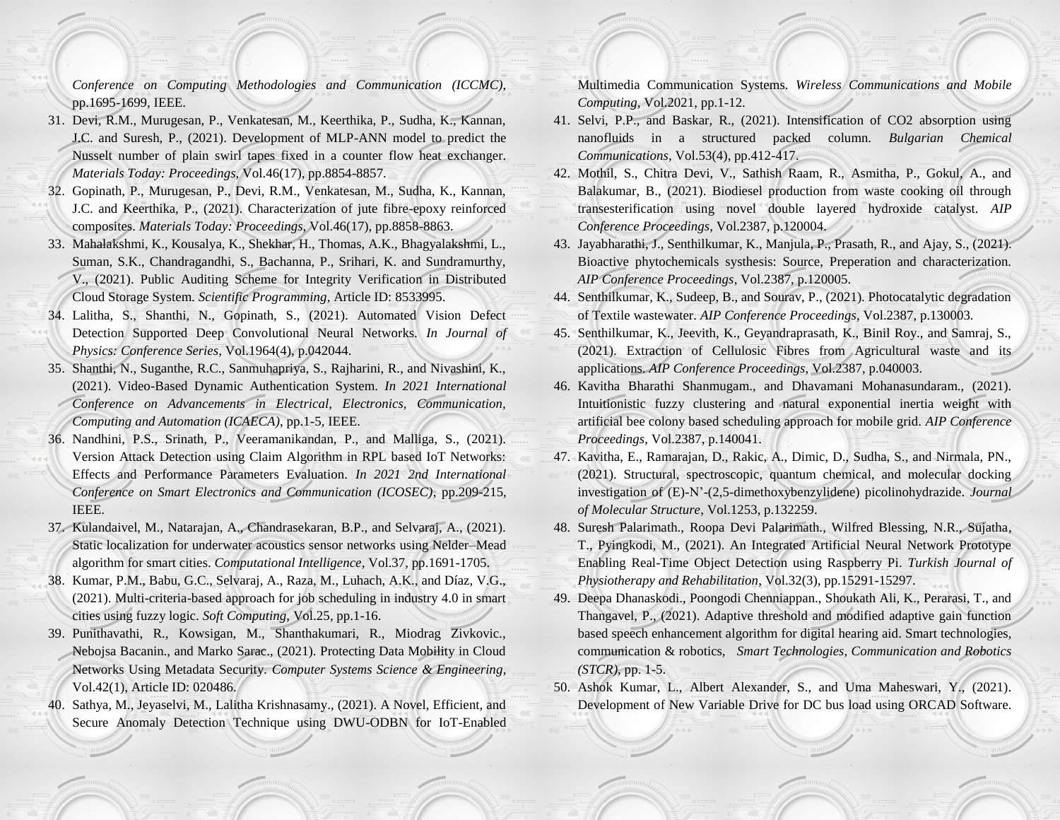*Conference on Computing Methodologies and Communication (ICCMC)*, pp.1695-1699, IEEE.

31. Devi, R.M., Murugesan, P., Venkatesan, M., Keerthika, P., Sudha, K., Kannan, J.C. and Suresh, P., (2021). Development of MLP-ANN model to predict the Nusselt number of plain swirl tapes fixed in a counter flow heat exchanger. *Materials Today: Proceedings*, Vol.46(17), pp.8854-8857.
32. Gopinath, P., Murugesan, P., Devi, R.M., Venkatesan, M., Sudha, K., Kannan, J.C. and Keerthika, P., (2021). Characterization of jute fibre-epoxy reinforced composites. *Materials Today: Proceedings*, Vol.46(17), pp.8858-8863.
33. Mahalakshmi, K., Kousalya, K., Shekhar, H., Thomas, A.K., Bhagyalakshmi, L., Suman, S.K., Chandragandhi, S., Bachanna, P., Srihari, K. and Sundramurthy, V., (2021). Public Auditing Scheme for Integrity Verification in Distributed Cloud Storage System. *Scientific Programming*, Article ID: 8533995.
34. Lalitha, S., Shanthi, N., Gopinath, S., (2021). Automated Vision Defect Detection Supported Deep Convolutional Neural Networks. *In Journal of Physics: Conference Series*, Vol.1964(4), p.042044.
35. Shanthi, N., Suganthe, R.C., Sanmuhapriya, S., Rajharini, R., and Nivashini, K., (2021). Video-Based Dynamic Authentication System. *In 2021 International Conference on Advancements in Electrical, Electronics, Communication, Computing and Automation (ICAECA)*, pp.1-5, IEEE.
36. Nandhini, P.S., Srinath, P., Veeramanikandan, P., and Malliga, S., (2021). Version Attack Detection using Claim Algorithm in RPL based IoT Networks: Effects and Performance Parameters Evaluation. *In 2021 2nd International Conference on Smart Electronics and Communication (ICOSEC)*, pp.209-215, IEEE.
37. Kulandaivel, M., Natarajan, A., Chandrasekaran, B.P., and Selvaraj, A., (2021). Static localization for underwater acoustics sensor networks using Nelder–Mead algorithm for smart cities. *Computational Intelligence*, Vol.37, pp.1691-1705.
38. Kumar, P.M., Babu, G.C., Selvaraj, A., Raza, M., Luhach, A.K., and Díaz, V.G., (2021). Multi-criteria-based approach for job scheduling in industry 4.0 in smart cities using fuzzy logic. *Soft Computing*, Vol.25, pp.1-16.
39. Punithavathi, R., Kowsigan, M., Shanthakumari, R., Miodrag Zivkovic., Nebojsa Bacanin., and Marko Sarac., (2021). Protecting Data Mobility in Cloud Networks Using Metadata Security. *Computer Systems Science & Engineering*, Vol.42(1), Article ID: 020486.
40. Sathya, M., Jeyaselvi, M., Lalitha Krishnasamy., (2021). A Novel, Efficient, and Secure Anomaly Detection Technique using DWU-ODBN for IoT-Enabled Multimedia Communication Systems. *Wireless Communications and Mobile Computing*, Vol.2021, pp.1-12.
41. Selvi, P.P., and Baskar, R., (2021). Intensification of CO2 absorption using nanofluids in a structured packed column. *Bulgarian Chemical Communications*, Vol.53(4), pp.412-417.
42. Mothil, S., Chitra Devi, V., Sathish Raam, R., Asmitha, P., Gokul, A., and Balakumar, B., (2021). Biodiesel production from waste cooking oil through transesterification using novel double layered hydroxide catalyst. *AIP Conference Proceedings*, Vol.2387, p.120004.
43. Jayabharathi, J., Senthilkumar, K., Manjula, P., Prasath, R., and Ajay, S., (2021). Bioactive phytochemicals systhesis: Source, Preperation and characterization. *AIP Conference Proceedings*, Vol.2387, p.120005.
44. Senthilkumar, K., Sudeep, B., and Sourav, P., (2021). Photocatalytic degradation of Textile wastewater. *AIP Conference Proceedings*, Vol.2387, p.130003.
45. Senthilkumar, K., Jeevith, K., Geyandraprasath, K., Binil Roy., and Samraj, S., (2021). Extraction of Cellulosic Fibres from Agricultural waste and its applications. *AIP Conference Proceedings*, Vol.2387, p.040003.
46. Kavitha Bharathi Shanmugam., and Dhavamani Mohanasundaram., (2021). Intuitionistic fuzzy clustering and natural exponential inertia weight with artificial bee colony based scheduling approach for mobile grid. *AIP Conference Proceedings*, Vol.2387, p.140041.
47. Kavitha, E., Ramarajan, D., Rakic, A., Dimic, D., Sudha, S., and Nirmala, PN., (2021). Structural, spectroscopic, quantum chemical, and molecular docking investigation of (E)-N'-(2,5-dimethoxybenzylidene) picolinohydrazide. *Journal of Molecular Structure*, Vol.1253, p.132259.
48. Suresh Palarimath., Roopa Devi Palarimath., Wilfred Blessing, N.R., Sujatha, T., Pyingkodi, M., (2021). An Integrated Artificial Neural Network Prototype Enabling Real-Time Object Detection using Raspberry Pi. *Turkish Journal of Physiotherapy and Rehabilitation*, Vol.32(3), pp.15291-15297.
49. Deepa Dhanaskodi., Poongodi Chenniappan., Shoukath Ali, K., Perarasi, T., and Thangavel, P., (2021). Adaptive threshold and modified adaptive gain function based speech enhancement algorithm for digital hearing aid. Smart technologies, communication & robotics, *Smart Technologies, Communication and Robotics (STCR)*, pp. 1-5.
50. Ashok Kumar, L., Albert Alexander, S., and Uma Maheswari, Y., (2021). Development of New Variable Drive for DC bus load using ORCAD Software.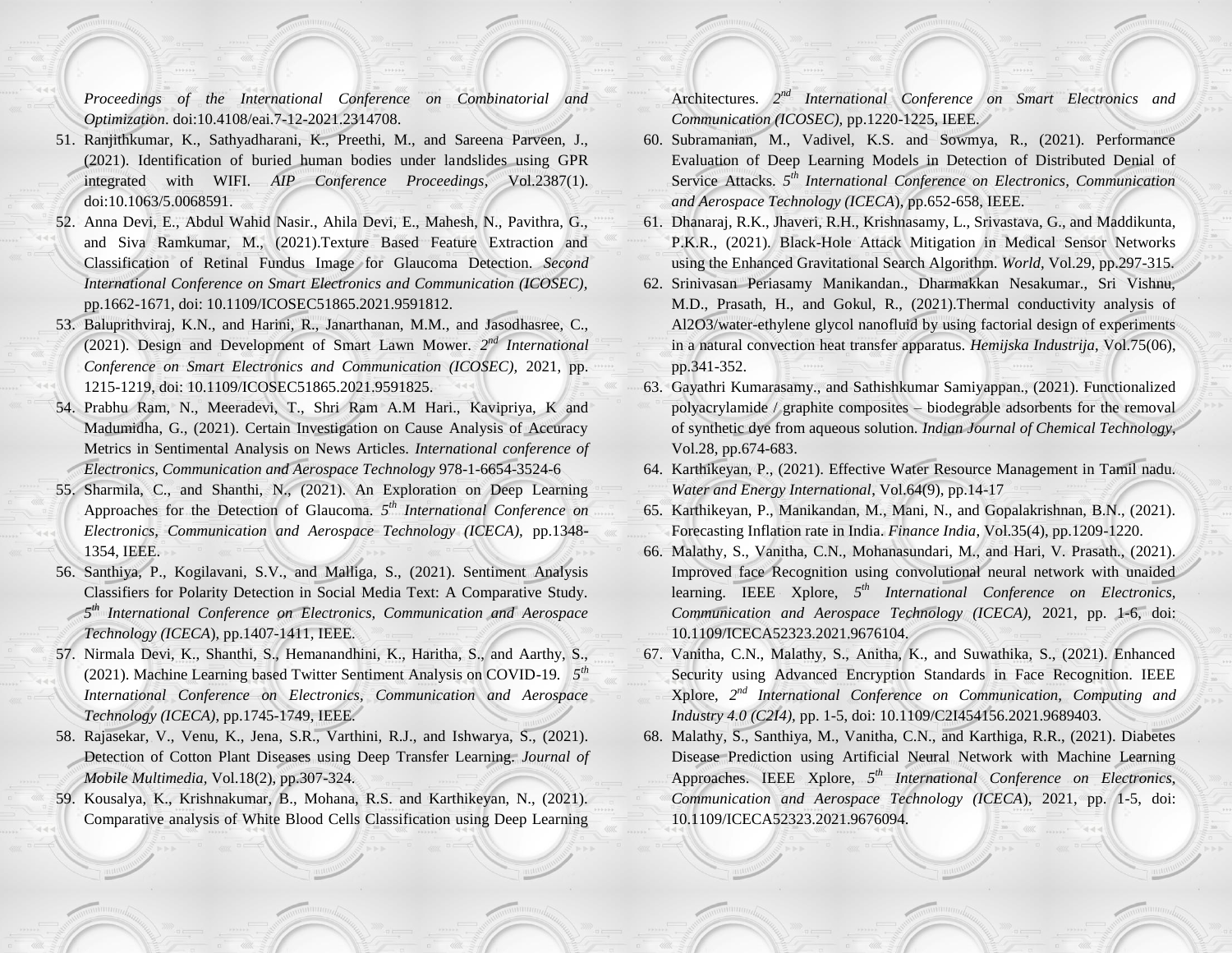*Proceedings of the International Conference on Combinatorial and Optimization*. doi:10.4108/eai.7-12-2021.2314708.

51. Ranjithkumar, K., Sathyadharani, K., Preethi, M., and Sareena Parveen, J., (2021). Identification of buried human bodies under landslides using GPR integrated with WIFI. *AIP Conference Proceedings*, Vol.2387(1). doi:10.1063/5.0068591.
52. Anna Devi, E., Abdul Wahid Nasir., Ahila Devi, E., Mahesh, N., Pavithra, G., and Siva Ramkumar, M., (2021).Texture Based Feature Extraction and Classification of Retinal Fundus Image for Glaucoma Detection. *Second International Conference on Smart Electronics and Communication (ICOSEC)*, pp.1662-1671, doi: 10.1109/ICOSEC51865.2021.9591812.
53. Baluprithviraj, K.N., and Harini, R., Janarthanan, M.M., and Jasodhasree, C., (2021). Design and Development of Smart Lawn Mower. *2nd International Conference on Smart Electronics and Communication (ICOSEC)*, 2021, pp. 1215-1219, doi: 10.1109/ICOSEC51865.2021.9591825.
54. Prabhu Ram, N., Meeradevi, T., Shri Ram A.M Hari., Kavipriya, K and Madumidha, G., (2021). Certain Investigation on Cause Analysis of Accuracy Metrics in Sentimental Analysis on News Articles. *International conference of Electronics, Communication and Aerospace Technology* 978-1-6654-3524-6
55. Sharmila, C., and Shanthi, N., (2021). An Exploration on Deep Learning Approaches for the Detection of Glaucoma. *5th International Conference on Electronics, Communication and Aerospace Technology (ICECA)*, pp.1348-1354, IEEE.
56. Santhiya, P., Kogilavani, S.V., and Malliga, S., (2021). Sentiment Analysis Classifiers for Polarity Detection in Social Media Text: A Comparative Study. *5th International Conference on Electronics, Communication and Aerospace Technology (ICECA*), pp.1407-1411, IEEE.
57. Nirmala Devi, K., Shanthi, S., Hemanandhini, K., Haritha, S., and Aarthy, S., (2021). Machine Learning based Twitter Sentiment Analysis on COVID-19. *5th International Conference on Electronics, Communication and Aerospace Technology (ICECA)*, pp.1745-1749, IEEE.
58. Rajasekar, V., Venu, K., Jena, S.R., Varthini, R.J., and Ishwarya, S., (2021). Detection of Cotton Plant Diseases using Deep Transfer Learning. *Journal of Mobile Multimedia*, Vol.18(2), pp.307-324.
59. Kousalya, K., Krishnakumar, B., Mohana, R.S. and Karthikeyan, N., (2021). Comparative analysis of White Blood Cells Classification using Deep Learning Architectures. *2nd International Conference on Smart Electronics and Communication (ICOSEC)*, pp.1220-1225, IEEE.
60. Subramanian, M., Vadivel, K.S. and Sowmya, R., (2021). Performance Evaluation of Deep Learning Models in Detection of Distributed Denial of Service Attacks. *5th International Conference on Electronics, Communication and Aerospace Technology (ICECA*), pp.652-658, IEEE.
61. Dhanaraj, R.K., Jhaveri, R.H., Krishnasamy, L., Srivastava, G., and Maddikunta, P.K.R., (2021). Black-Hole Attack Mitigation in Medical Sensor Networks using the Enhanced Gravitational Search Algorithm. *World*, Vol.29, pp.297-315.
62. Srinivasan Periasamy Manikandan., Dharmakkan Nesakumar., Sri Vishnu, M.D., Prasath, H., and Gokul, R., (2021).Thermal conductivity analysis of Al2O3/water-ethylene glycol nanofluid by using factorial design of experiments in a natural convection heat transfer apparatus. *Hemijska Industrija*, Vol.75(06), pp.341-352.
63. Gayathri Kumarasamy., and Sathishkumar Samiyappan., (2021). Functionalized polyacrylamide / graphite composites – biodegrable adsorbents for the removal of synthetic dye from aqueous solution. *Indian Journal of Chemical Technology*, Vol.28, pp.674-683.
64. Karthikeyan, P., (2021). Effective Water Resource Management in Tamil nadu. *Water and Energy International*, Vol.64(9), pp.14-17
65. Karthikeyan, P., Manikandan, M., Mani, N., and Gopalakrishnan, B.N., (2021). Forecasting Inflation rate in India. *Finance India*, Vol.35(4), pp.1209-1220.
66. Malathy, S., Vanitha, C.N., Mohanasundari, M., and Hari, V. Prasath., (2021). Improved face Recognition using convolutional neural network with unaided learning. IEEE Xplore, *5th International Conference on Electronics, Communication and Aerospace Technology (ICECA)*, 2021, pp. 1-6, doi: 10.1109/ICECA52323.2021.9676104.
67. Vanitha, C.N., Malathy, S., Anitha, K., and Suwathika, S., (2021). Enhanced Security using Advanced Encryption Standards in Face Recognition. IEEE Xplore, *2nd International Conference on Communication, Computing and Industry 4.0 (C2I4)*, pp. 1-5, doi: 10.1109/C2I454156.2021.9689403.
68. Malathy, S., Santhiya, M., Vanitha, C.N., and Karthiga, R.R., (2021). Diabetes Disease Prediction using Artificial Neural Network with Machine Learning Approaches. IEEE Xplore, *5th International Conference on Electronics, Communication and Aerospace Technology (ICECA*), 2021, pp. 1-5, doi: 10.1109/ICECA52323.2021.9676094.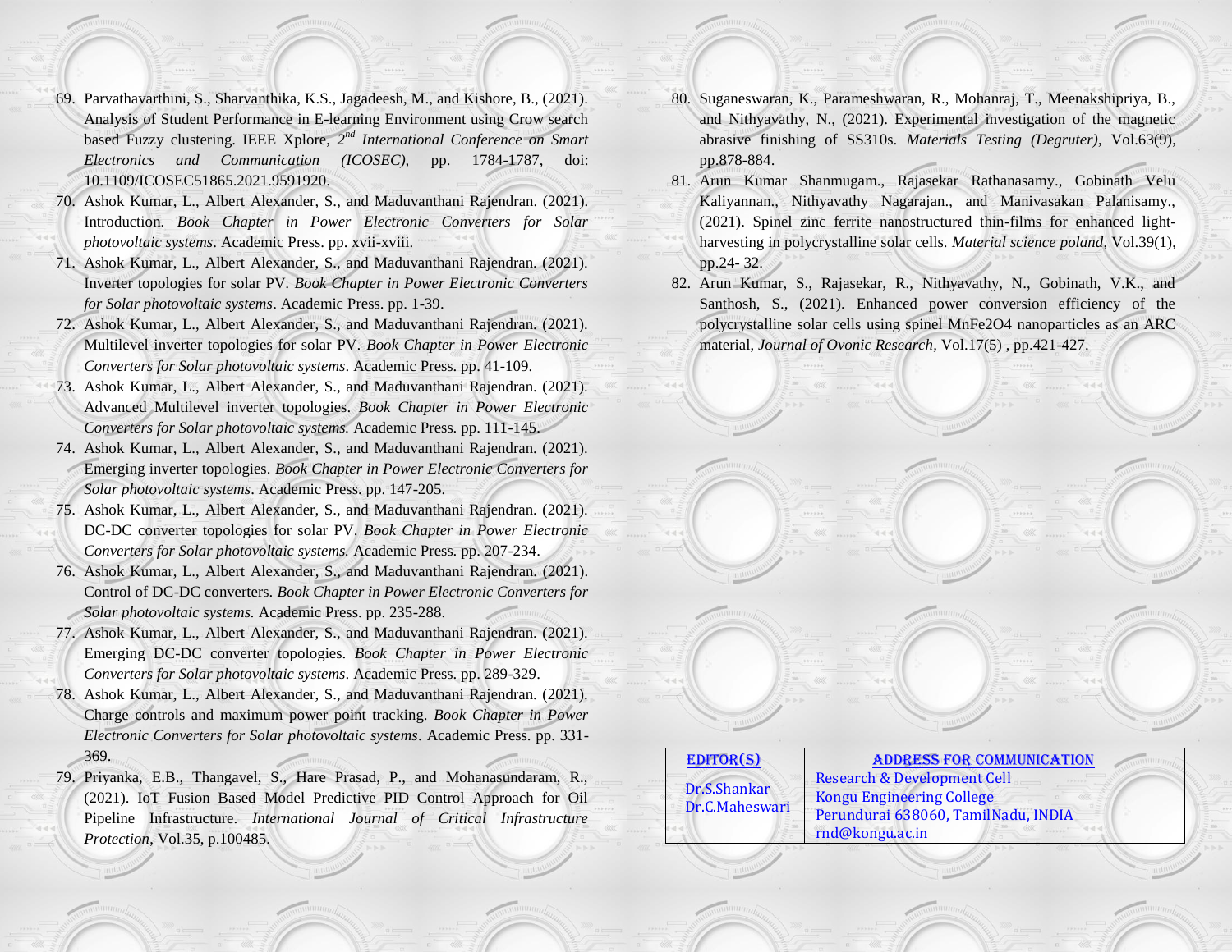69. Parvathavarthini, S., Sharvanthika, K.S., Jagadeesh, M., and Kishore, B., (2021). Analysis of Student Performance in E-learning Environment using Crow search based Fuzzy clustering. IEEE Xplore, *2nd International Conference on Smart Electronics and Communication (ICOSEC),* pp. 1784-1787, doi: 10.1109/ICOSEC51865.2021.9591920.
70. Ashok Kumar, L., Albert Alexander, S., and Maduvanthani Rajendran. (2021). Introduction. *Book Chapter in Power Electronic Converters for Solar photovoltaic systems*. Academic Press. pp. xvii-xviii.
71. Ashok Kumar, L., Albert Alexander, S., and Maduvanthani Rajendran. (2021). Inverter topologies for solar PV. *Book Chapter in Power Electronic Converters for Solar photovoltaic systems*. Academic Press. pp. 1-39.
72. Ashok Kumar, L., Albert Alexander, S., and Maduvanthani Rajendran. (2021). Multilevel inverter topologies for solar PV. *Book Chapter in Power Electronic Converters for Solar photovoltaic systems*. Academic Press. pp. 41-109.
73. Ashok Kumar, L., Albert Alexander, S., and Maduvanthani Rajendran. (2021). Advanced Multilevel inverter topologies. *Book Chapter in Power Electronic Converters for Solar photovoltaic systems.* Academic Press. pp. 111-145.
74. Ashok Kumar, L., Albert Alexander, S., and Maduvanthani Rajendran. (2021). Emerging inverter topologies. *Book Chapter in Power Electronic Converters for Solar photovoltaic systems*. Academic Press. pp. 147-205.
75. Ashok Kumar, L., Albert Alexander, S., and Maduvanthani Rajendran. (2021). DC-DC converter topologies for solar PV. *Book Chapter in Power Electronic Converters for Solar photovoltaic systems.* Academic Press. pp. 207-234.
76. Ashok Kumar, L., Albert Alexander, S., and Maduvanthani Rajendran. (2021). Control of DC-DC converters. *Book Chapter in Power Electronic Converters for Solar photovoltaic systems.* Academic Press. pp. 235-288.
77. Ashok Kumar, L., Albert Alexander, S., and Maduvanthani Rajendran. (2021). Emerging DC-DC converter topologies. *Book Chapter in Power Electronic Converters for Solar photovoltaic systems*. Academic Press. pp. 289-329.
78. Ashok Kumar, L., Albert Alexander, S., and Maduvanthani Rajendran. (2021). Charge controls and maximum power point tracking. *Book Chapter in Power Electronic Converters for Solar photovoltaic systems*. Academic Press. pp. 331-369.
79. Priyanka, E.B., Thangavel, S., Hare Prasad, P., and Mohanasundaram, R., (2021). IoT Fusion Based Model Predictive PID Control Approach for Oil Pipeline Infrastructure. *International Journal of Critical Infrastructure Protection*, Vol.35, p.100485.
80. Suganeswaran, K., Parameshwaran, R., Mohanraj, T., Meenakshipriya, B., and Nithyavathy, N., (2021). Experimental investigation of the magnetic abrasive finishing of SS310s. *Materials Testing (Degruter)*, Vol.63(9), pp.878-884.
81. Arun Kumar Shanmugam., Rajasekar Rathanasamy., Gobinath Velu Kaliyannan., Nithyavathy Nagarajan., and Manivasakan Palanisamy., (2021). Spinel zinc ferrite nanostructured thin-films for enhanced light-harvesting in polycrystalline solar cells. *Material science poland*, Vol.39(1), pp.24- 32.
82. Arun Kumar, S., Rajasekar, R., Nithyavathy, N., Gobinath, V.K., and Santhosh, S., (2021). Enhanced power conversion efficiency of the polycrystalline solar cells using spinel $MnFe_2O_4$ nanoparticles as an ARC material, *Journal of Ovonic Research*, Vol.17(5) , pp.421-427.

| EDITOR(S) | ADDRESS FOR COMMUNICATION |
|---|---|
| Dr.S.Shankar<br>Dr.C.Maheswari | Research & Development Cell<br>Kongu Engineering College<br>Perundurai 638060, TamilNadu, INDIA<br>rnd@kongu.ac.in |